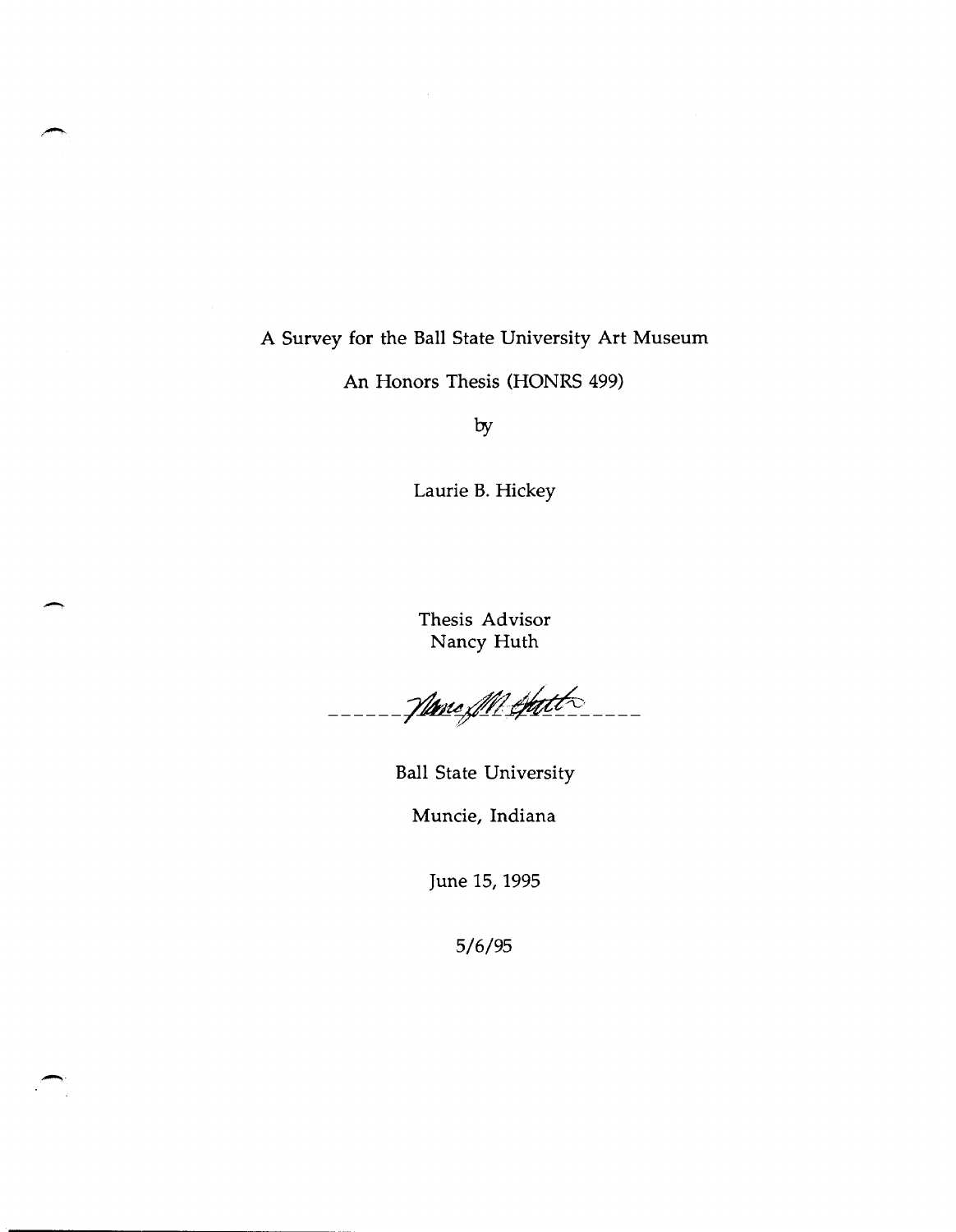A Survey for the Ball State University Art Museum

An Honors Thesis (HONRS 499)

by

Laurie B. Hickey

Thesis Advisor
Nancy Huth

Ball State University

Muncie, Indiana

June 15, 1995

5/6/95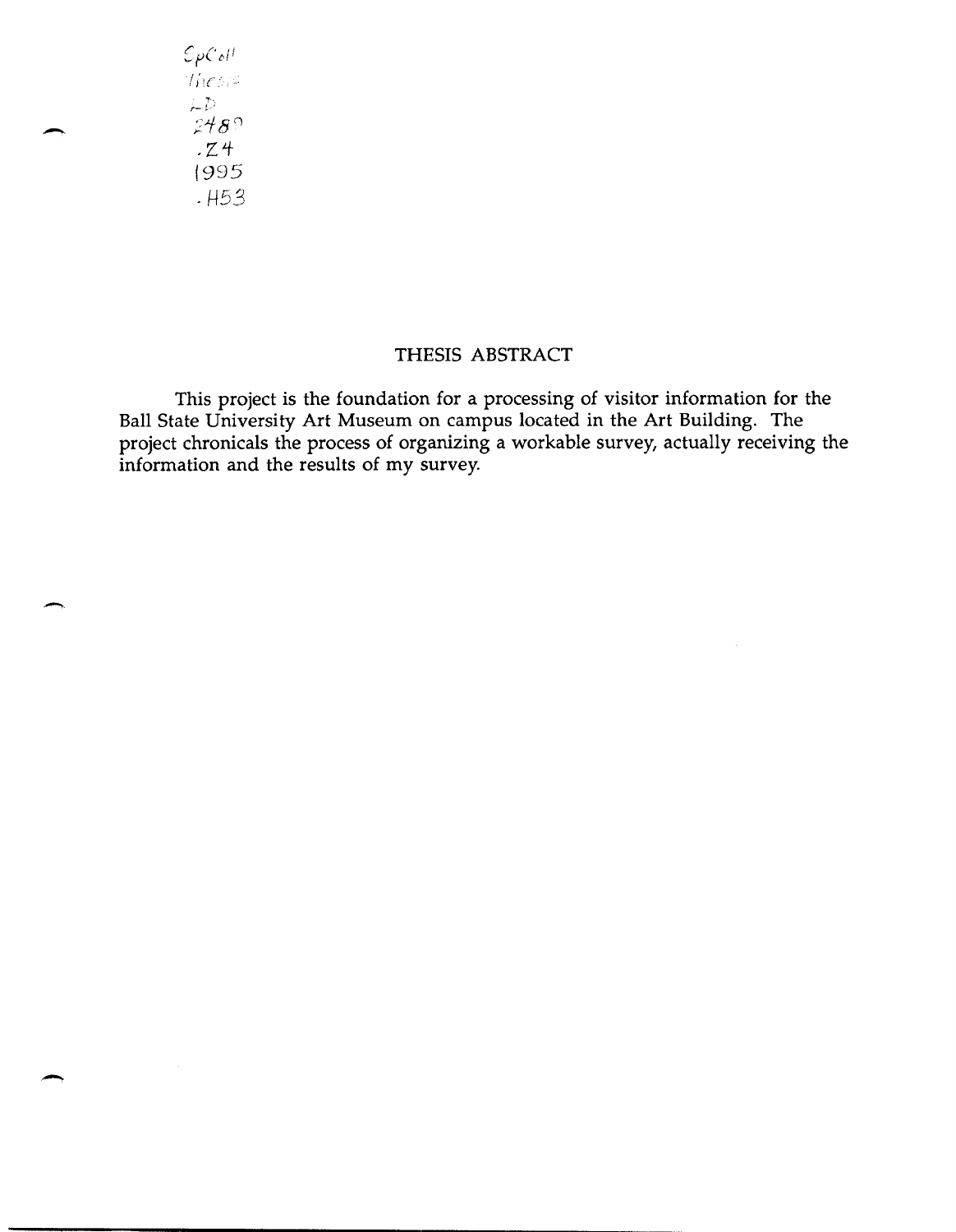SpColl
Thesis
LD
2489
.Z4
1995
.H53

# THESIS ABSTRACT

This project is the foundation for a processing of visitor information for the Ball State University Art Museum on campus located in the Art Building. The project chronicals the process of organizing a workable survey, actually receiving the information and the results of my survey.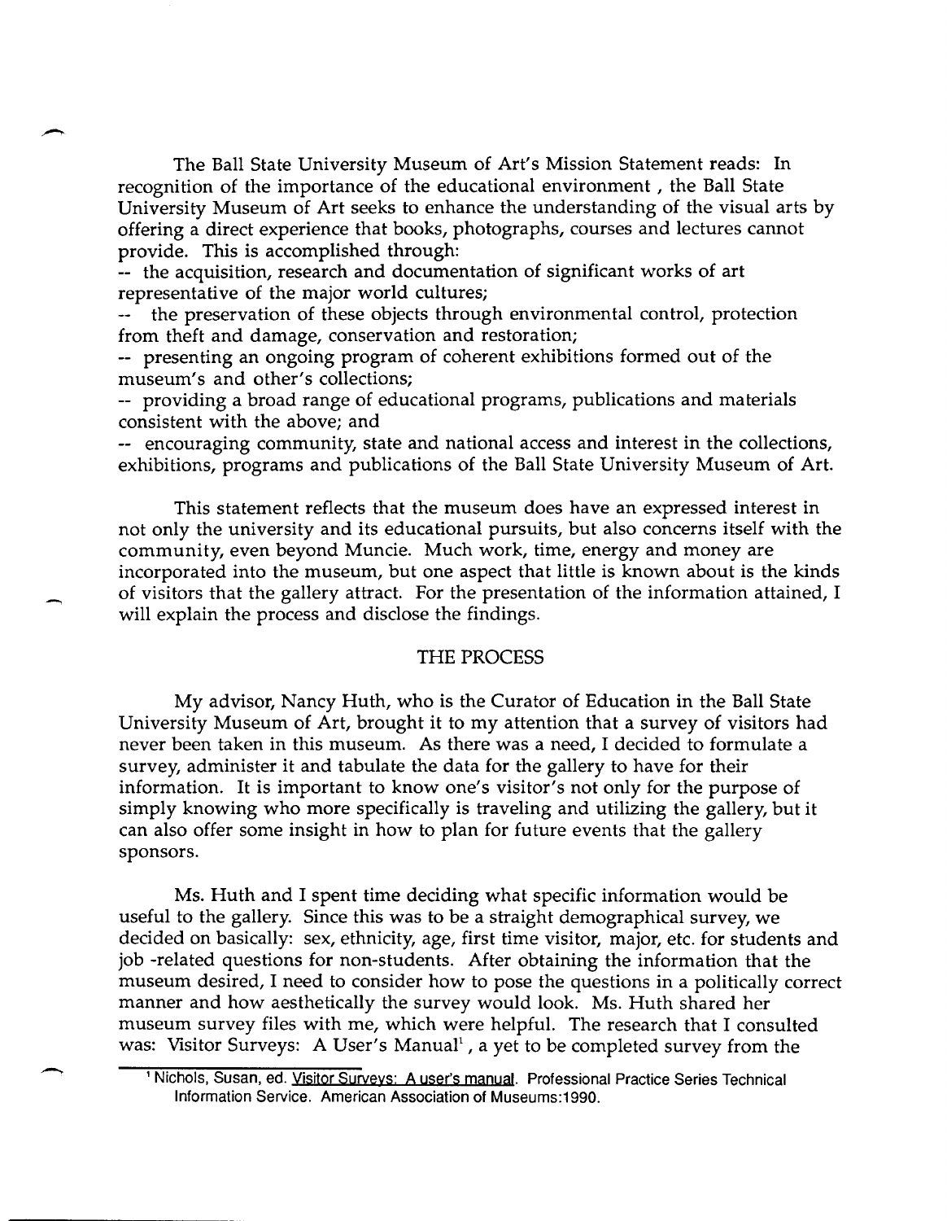The Ball State University Museum of Art's Mission Statement reads: In recognition of the importance of the educational environment , the Ball State University Museum of Art seeks to enhance the understanding of the visual arts by offering a direct experience that books, photographs, courses and lectures cannot provide. This is accomplished through:

-- the acquisition, research and documentation of significant works of art representative of the major world cultures;

-- the preservation of these objects through environmental control, protection from theft and damage, conservation and restoration;

-- presenting an ongoing program of coherent exhibitions formed out of the museum's and other's collections;

-- providing a broad range of educational programs, publications and materials consistent with the above; and

-- encouraging community, state and national access and interest in the collections, exhibitions, programs and publications of the Ball State University Museum of Art.

This statement reflects that the museum does have an expressed interest in not only the university and its educational pursuits, but also concerns itself with the community, even beyond Muncie. Much work, time, energy and money are incorporated into the museum, but one aspect that little is known about is the kinds of visitors that the gallery attract. For the presentation of the information attained, I will explain the process and disclose the findings.

## THE PROCESS

My advisor, Nancy Huth, who is the Curator of Education in the Ball State University Museum of Art, brought it to my attention that a survey of visitors had never been taken in this museum. As there was a need, I decided to formulate a survey, administer it and tabulate the data for the gallery to have for their information. It is important to know one's visitor's not only for the purpose of simply knowing who more specifically is traveling and utilizing the gallery, but it can also offer some insight in how to plan for future events that the gallery sponsors.

Ms. Huth and I spent time deciding what specific information would be useful to the gallery. Since this was to be a straight demographical survey, we decided on basically: sex, ethnicity, age, first time visitor, major, etc. for students and job -related questions for non-students. After obtaining the information that the museum desired, I need to consider how to pose the questions in a politically correct manner and how aesthetically the survey would look. Ms. Huth shared her museum survey files with me, which were helpful. The research that I consulted was: Visitor Surveys: A User's Manual[1], a yet to be completed survey from the

[1] Nichols, Susan, ed. Visitor Surveys: A user's manual. Professional Practice Series Technical Information Service. American Association of Museums:1990.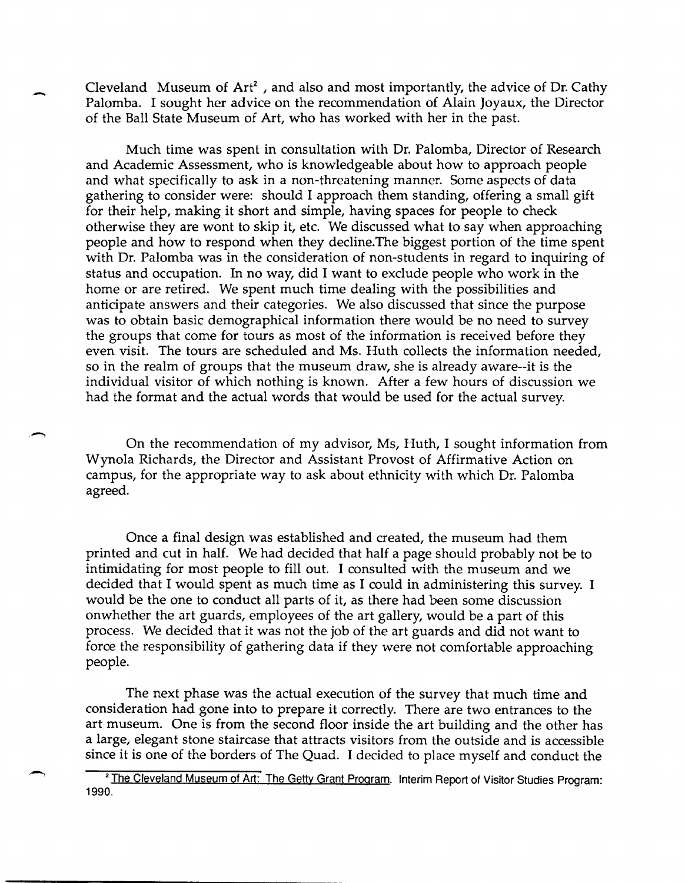Cleveland Museum of Art[2] , and also and most importantly, the advice of Dr. Cathy Palomba. I sought her advice on the recommendation of Alain Joyaux, the Director of the Ball State Museum of Art, who has worked with her in the past.

Much time was spent in consultation with Dr. Palomba, Director of Research and Academic Assessment, who is knowledgeable about how to approach people and what specifically to ask in a non-threatening manner. Some aspects of data gathering to consider were: should I approach them standing, offering a small gift for their help, making it short and simple, having spaces for people to check otherwise they are wont to skip it, etc. We discussed what to say when approaching people and how to respond when they decline.The biggest portion of the time spent with Dr. Palomba was in the consideration of non-students in regard to inquiring of status and occupation. In no way, did I want to exclude people who work in the home or are retired. We spent much time dealing with the possibilities and anticipate answers and their categories. We also discussed that since the purpose was to obtain basic demographical information there would be no need to survey the groups that come for tours as most of the information is received before they even visit. The tours are scheduled and Ms. Huth collects the information needed, so in the realm of groups that the museum draw, she is already aware--it is the individual visitor of which nothing is known. After a few hours of discussion we had the format and the actual words that would be used for the actual survey.

On the recommendation of my advisor, Ms, Huth, I sought information from Wynola Richards, the Director and Assistant Provost of Affirmative Action on campus, for the appropriate way to ask about ethnicity with which Dr. Palomba agreed.

Once a final design was established and created, the museum had them printed and cut in half. We had decided that half a page should probably not be to intimidating for most people to fill out. I consulted with the museum and we decided that I would spent as much time as I could in administering this survey. I would be the one to conduct all parts of it, as there had been some discussion onwhether the art guards, employees of the art gallery, would be a part of this process. We decided that it was not the job of the art guards and did not want to force the responsibility of gathering data if they were not comfortable approaching people.

The next phase was the actual execution of the survey that much time and consideration had gone into to prepare it correctly. There are two entrances to the art museum. One is from the second floor inside the art building and the other has a large, elegant stone staircase that attracts visitors from the outside and is accessible since it is one of the borders of The Quad. I decided to place myself and conduct the

[2] The Cleveland Museum of Art: The Getty Grant Program. Interim Report of Visitor Studies Program: 1990.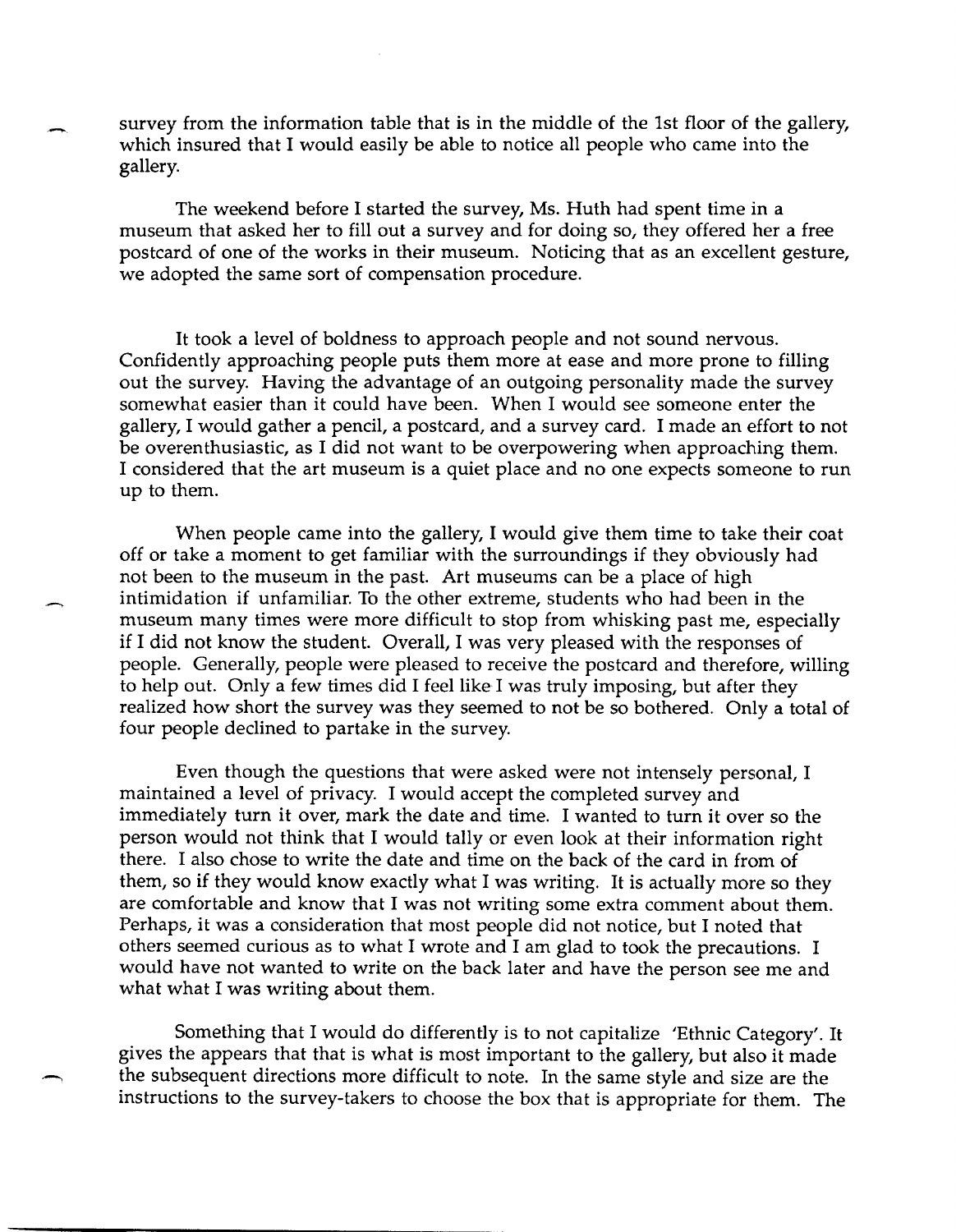survey from the information table that is in the middle of the 1st floor of the gallery, which insured that I would easily be able to notice all people who came into the gallery.

The weekend before I started the survey, Ms. Huth had spent time in a museum that asked her to fill out a survey and for doing so, they offered her a free postcard of one of the works in their museum. Noticing that as an excellent gesture, we adopted the same sort of compensation procedure.

It took a level of boldness to approach people and not sound nervous. Confidently approaching people puts them more at ease and more prone to filling out the survey. Having the advantage of an outgoing personality made the survey somewhat easier than it could have been. When I would see someone enter the gallery, I would gather a pencil, a postcard, and a survey card. I made an effort to not be overenthusiastic, as I did not want to be overpowering when approaching them. I considered that the art museum is a quiet place and no one expects someone to run up to them.

When people came into the gallery, I would give them time to take their coat off or take a moment to get familiar with the surroundings if they obviously had not been to the museum in the past. Art museums can be a place of high intimidation if unfamiliar. To the other extreme, students who had been in the museum many times were more difficult to stop from whisking past me, especially if I did not know the student. Overall, I was very pleased with the responses of people. Generally, people were pleased to receive the postcard and therefore, willing to help out. Only a few times did I feel like I was truly imposing, but after they realized how short the survey was they seemed to not be so bothered. Only a total of four people declined to partake in the survey.

Even though the questions that were asked were not intensely personal, I maintained a level of privacy. I would accept the completed survey and immediately turn it over, mark the date and time. I wanted to turn it over so the person would not think that I would tally or even look at their information right there. I also chose to write the date and time on the back of the card in from of them, so if they would know exactly what I was writing. It is actually more so they are comfortable and know that I was not writing some extra comment about them. Perhaps, it was a consideration that most people did not notice, but I noted that others seemed curious as to what I wrote and I am glad to took the precautions. I would have not wanted to write on the back later and have the person see me and what what I was writing about them.

Something that I would do differently is to not capitalize 'Ethnic Category'. It gives the appears that that is what is most important to the gallery, but also it made the subsequent directions more difficult to note. In the same style and size are the instructions to the survey-takers to choose the box that is appropriate for them. The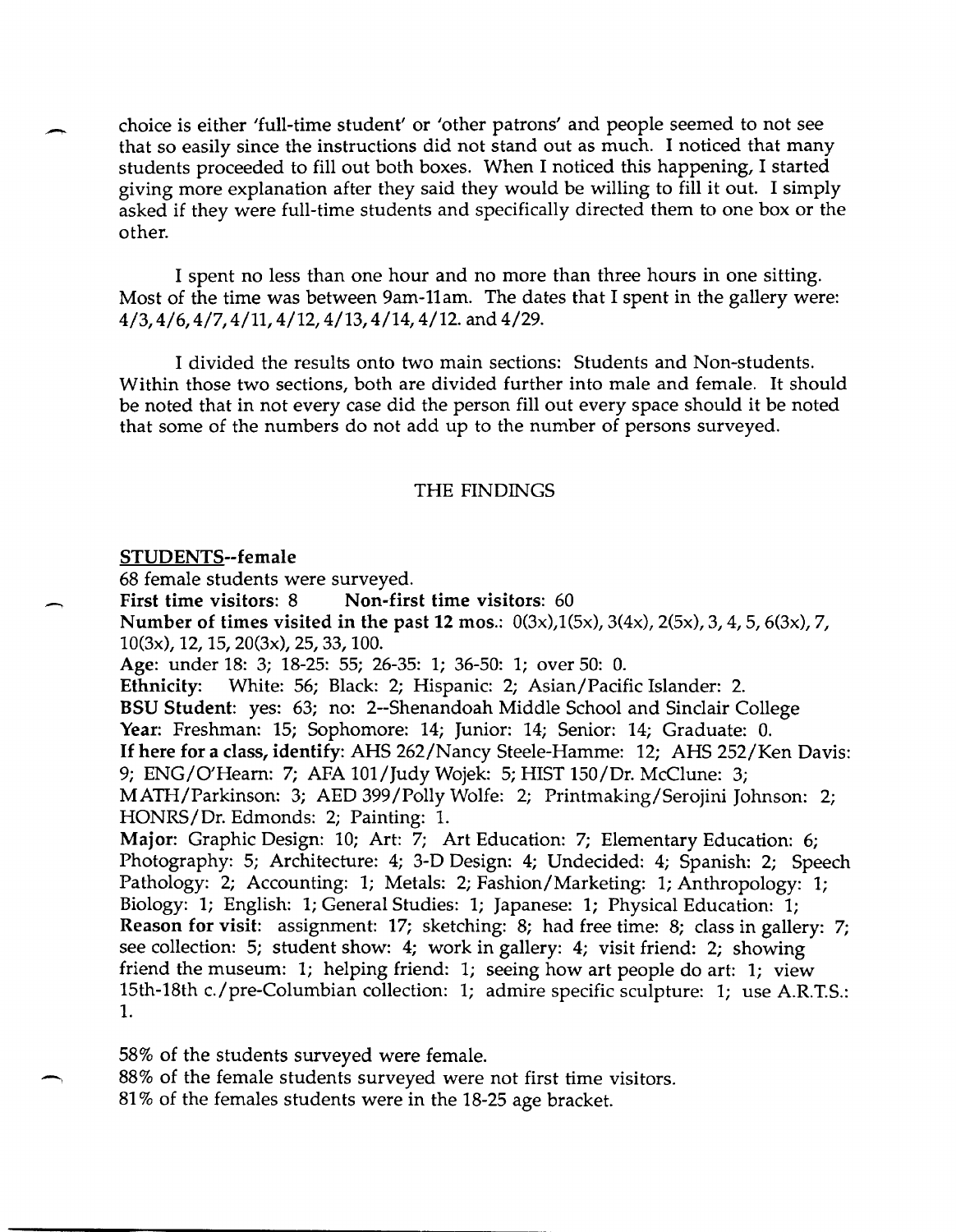choice is either 'full-time student' or 'other patrons' and people seemed to not see that so easily since the instructions did not stand out as much. I noticed that many students proceeded to fill out both boxes. When I noticed this happening, I started giving more explanation after they said they would be willing to fill it out. I simply asked if they were full-time students and specifically directed them to one box or the other.

I spent no less than one hour and no more than three hours in one sitting. Most of the time was between 9am-11am. The dates that I spent in the gallery were: 4/3, 4/6, 4/7, 4/11, 4/12, 4/13, 4/14, 4/12. and 4/29.

I divided the results onto two main sections: Students and Non-students. Within those two sections, both are divided further into male and female. It should be noted that in not every case did the person fill out every space should it be noted that some of the numbers do not add up to the number of persons surveyed.

## THE FINDINGS

### STUDENTS--female

68 female students were surveyed.

**First time visitors**: 8 **Non-first time visitors**: 60

**Number of times visited in the past 12 mos.**: 0(3x), 1(5x), 3(4x), 2(5x), 3, 4, 5, 6(3x), 7, 10(3x), 12, 15, 20(3x), 25, 33, 100.

**Age**: under 18: 3; 18-25: 55; 26-35: 1; 36-50: 1; over 50: 0.

**Ethnicity**: White: 56; Black: 2; Hispanic: 2; Asian/Pacific Islander: 2.

**BSU Student**: yes: 63; no: 2--Shenandoah Middle School and Sinclair College

**Year**: Freshman: 15; Sophomore: 14; Junior: 14; Senior: 14; Graduate: 0.

**If here for a class, identify**: AHS 262/Nancy Steele-Hamme: 12; AHS 252/Ken Davis: 9; ENG/O'Hearn: 7; AFA 101/Judy Wojek: 5; HIST 150/Dr. McClune: 3; MATH/Parkinson: 3; AED 399/Polly Wolfe: 2; Printmaking/Serojini Johnson: 2; HONRS/Dr. Edmonds: 2; Painting: 1.

**Major**: Graphic Design: 10; Art: 7; Art Education: 7; Elementary Education: 6; Photography: 5; Architecture: 4; 3-D Design: 4; Undecided: 4; Spanish: 2; Speech Pathology: 2; Accounting: 1; Metals: 2; Fashion/Marketing: 1; Anthropology: 1; Biology: 1; English: 1; General Studies: 1; Japanese: 1; Physical Education: 1;

**Reason for visit**: assignment: 17; sketching: 8; had free time: 8; class in gallery: 7; see collection: 5; student show: 4; work in gallery: 4; visit friend: 2; showing friend the museum: 1; helping friend: 1; seeing how art people do art: 1; view 15th-18th c./pre-Columbian collection: 1; admire specific sculpture: 1; use A.R.T.S.: 1.

58% of the students surveyed were female.
88% of the female students surveyed were not first time visitors.
81% of the females students were in the 18-25 age bracket.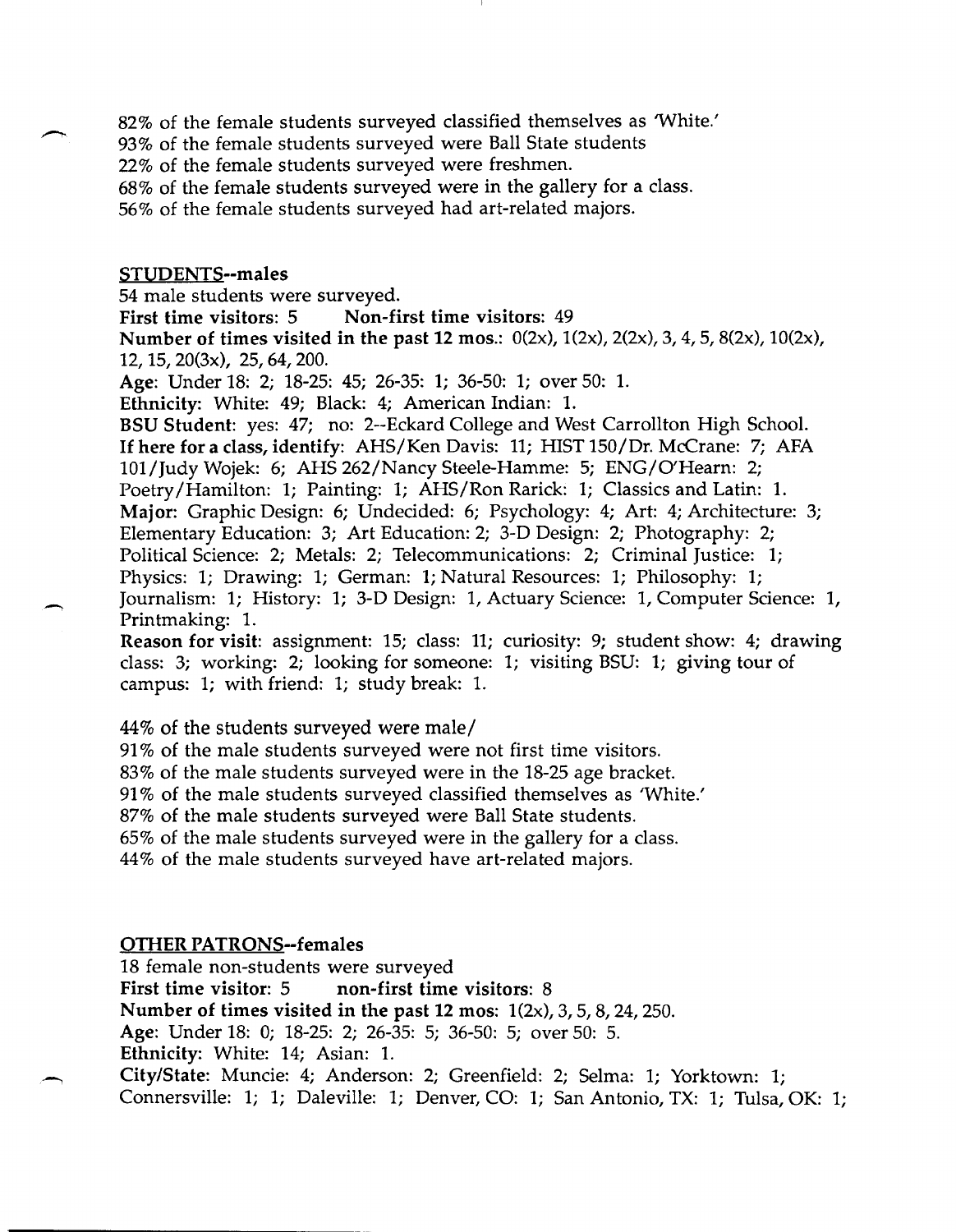82% of the female students surveyed classified themselves as 'White.'
93% of the female students surveyed were Ball State students
22% of the female students surveyed were freshmen.
68% of the female students surveyed were in the gallery for a class.
56% of the female students surveyed had art-related majors.

## STUDENTS--males

54 male students were surveyed.
**First time visitors**: 5 **Non-first time visitors**: 49
**Number of times visited in the past 12 mos.**: 0(2x), 1(2x), 2(2x), 3, 4, 5, 8(2x), 10(2x), 12, 15, 20(3x), 25, 64, 200.
**Age**: Under 18: 2; 18-25: 45; 26-35: 1; 36-50: 1; over 50: 1.
**Ethnicity**: White: 49; Black: 4; American Indian: 1.
**BSU Student**: yes: 47; no: 2--Eckard College and West Carrollton High School.
**If here for a class, identify**: AHS/Ken Davis: 11; HIST 150/Dr. McCrane: 7; AFA 101/Judy Wojek: 6; AHS 262/Nancy Steele-Hamme: 5; ENG/O'Hearn: 2; Poetry/Hamilton: 1; Painting: 1; AHS/Ron Rarick: 1; Classics and Latin: 1.
**Major**: Graphic Design: 6; Undecided: 6; Psychology: 4; Art: 4; Architecture: 3; Elementary Education: 3; Art Education: 2; 3-D Design: 2; Photography: 2; Political Science: 2; Metals: 2; Telecommunications: 2; Criminal Justice: 1; Physics: 1; Drawing: 1; German: 1; Natural Resources: 1; Philosophy: 1; Journalism: 1; History: 1; 3-D Design: 1, Actuary Science: 1, Computer Science: 1, Printmaking: 1.
**Reason for visit**: assignment: 15; class: 11; curiosity: 9; student show: 4; drawing class: 3; working: 2; looking for someone: 1; visiting BSU: 1; giving tour of campus: 1; with friend: 1; study break: 1.

44% of the students surveyed were male/
91% of the male students surveyed were not first time visitors.
83% of the male students surveyed were in the 18-25 age bracket.
91% of the male students surveyed classified themselves as 'White.'
87% of the male students surveyed were Ball State students.
65% of the male students surveyed were in the gallery for a class.
44% of the male students surveyed have art-related majors.

## OTHER PATRONS--females

18 female non-students were surveyed
**First time visitor**: 5 **non-first time visitors**: 8
**Number of times visited in the past 12 mos**: 1(2x), 3, 5, 8, 24, 250.
**Age**: Under 18: 0; 18-25: 2; 26-35: 5; 36-50: 5; over 50: 5.
**Ethnicity**: White: 14; Asian: 1.
**City/State**: Muncie: 4; Anderson: 2; Greenfield: 2; Selma: 1; Yorktown: 1; Connersville: 1; 1; Daleville: 1; Denver, CO: 1; San Antonio, TX: 1; Tulsa, OK: 1;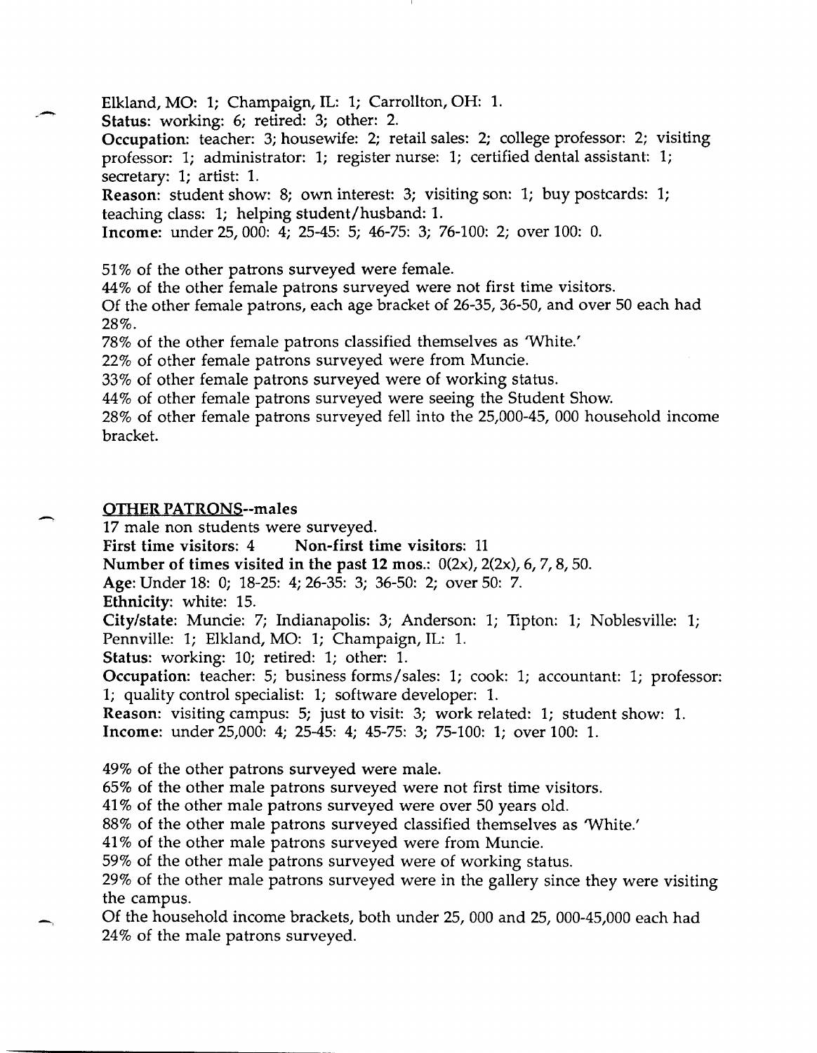Elkland, MO: 1; Champaign, IL: 1; Carrollton, OH: 1.
**Status:** working: 6; retired: 3; other: 2.
**Occupation:** teacher: 3; housewife: 2; retail sales: 2; college professor: 2; visiting professor: 1; administrator: 1; register nurse: 1; certified dental assistant: 1; secretary: 1; artist: 1.
**Reason:** student show: 8; own interest: 3; visiting son: 1; buy postcards: 1; teaching class: 1; helping student/husband: 1.
**Income:** under 25, 000: 4; 25-45: 5; 46-75: 3; 76-100: 2; over 100: 0.

51% of the other patrons surveyed were female.
44% of the other female patrons surveyed were not first time visitors.
Of the other female patrons, each age bracket of 26-35, 36-50, and over 50 each had 28%.
78% of the other female patrons classified themselves as 'White.'
22% of other female patrons surveyed were from Muncie.
33% of other female patrons surveyed were of working status.
44% of other female patrons surveyed were seeing the Student Show.
28% of other female patrons surveyed fell into the 25,000-45, 000 household income bracket.

<u>OTHER PATRONS</u>--males

17 male non students were surveyed.
**First time visitors:** 4 **Non-first time visitors:** 11
**Number of times visited in the past 12 mos.:** 0(2x), 2(2x), 6, 7, 8, 50.
**Age:** Under 18: 0; 18-25: 4; 26-35: 3; 36-50: 2; over 50: 7.
**Ethnicity:** white: 15.
**City/state:** Muncie: 7; Indianapolis: 3; Anderson: 1; Tipton: 1; Noblesville: 1; Pennville: 1; Elkland, MO: 1; Champaign, IL: 1.
**Status:** working: 10; retired: 1; other: 1.
**Occupation:** teacher: 5; business forms/sales: 1; cook: 1; accountant: 1; professor: 1; quality control specialist: 1; software developer: 1.
**Reason:** visiting campus: 5; just to visit: 3; work related: 1; student show: 1.
**Income:** under 25,000: 4; 25-45: 4; 45-75: 3; 75-100: 1; over 100: 1.

49% of the other patrons surveyed were male.
65% of the other male patrons surveyed were not first time visitors.
41% of the other male patrons surveyed were over 50 years old.
88% of the other male patrons surveyed classified themselves as 'White.'
41% of the other male patrons surveyed were from Muncie.
59% of the other male patrons surveyed were of working status.
29% of the other male patrons surveyed were in the gallery since they were visiting the campus.
Of the household income brackets, both under 25, 000 and 25, 000-45,000 each had 24% of the male patrons surveyed.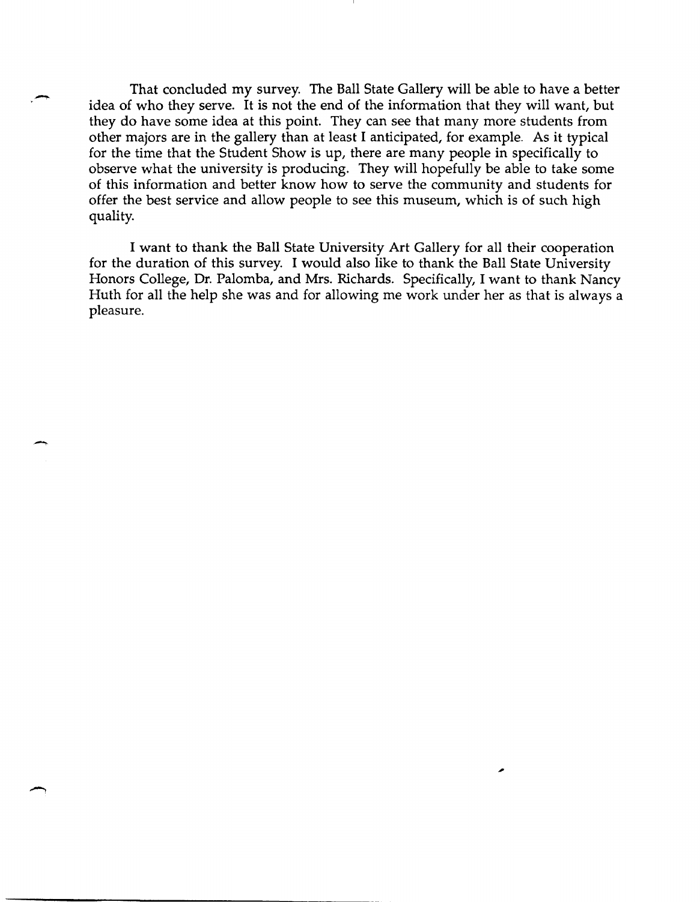That concluded my survey. The Ball State Gallery will be able to have a better idea of who they serve. It is not the end of the information that they will want, but they do have some idea at this point. They can see that many more students from other majors are in the gallery than at least I anticipated, for example. As it typical for the time that the Student Show is up, there are many people in specifically to observe what the university is producing. They will hopefully be able to take some of this information and better know how to serve the community and students for offer the best service and allow people to see this museum, which is of such high quality.

I want to thank the Ball State University Art Gallery for all their cooperation for the duration of this survey. I would also like to thank the Ball State University Honors College, Dr. Palomba, and Mrs. Richards. Specifically, I want to thank Nancy Huth for all the help she was and for allowing me work under her as that is always a pleasure.